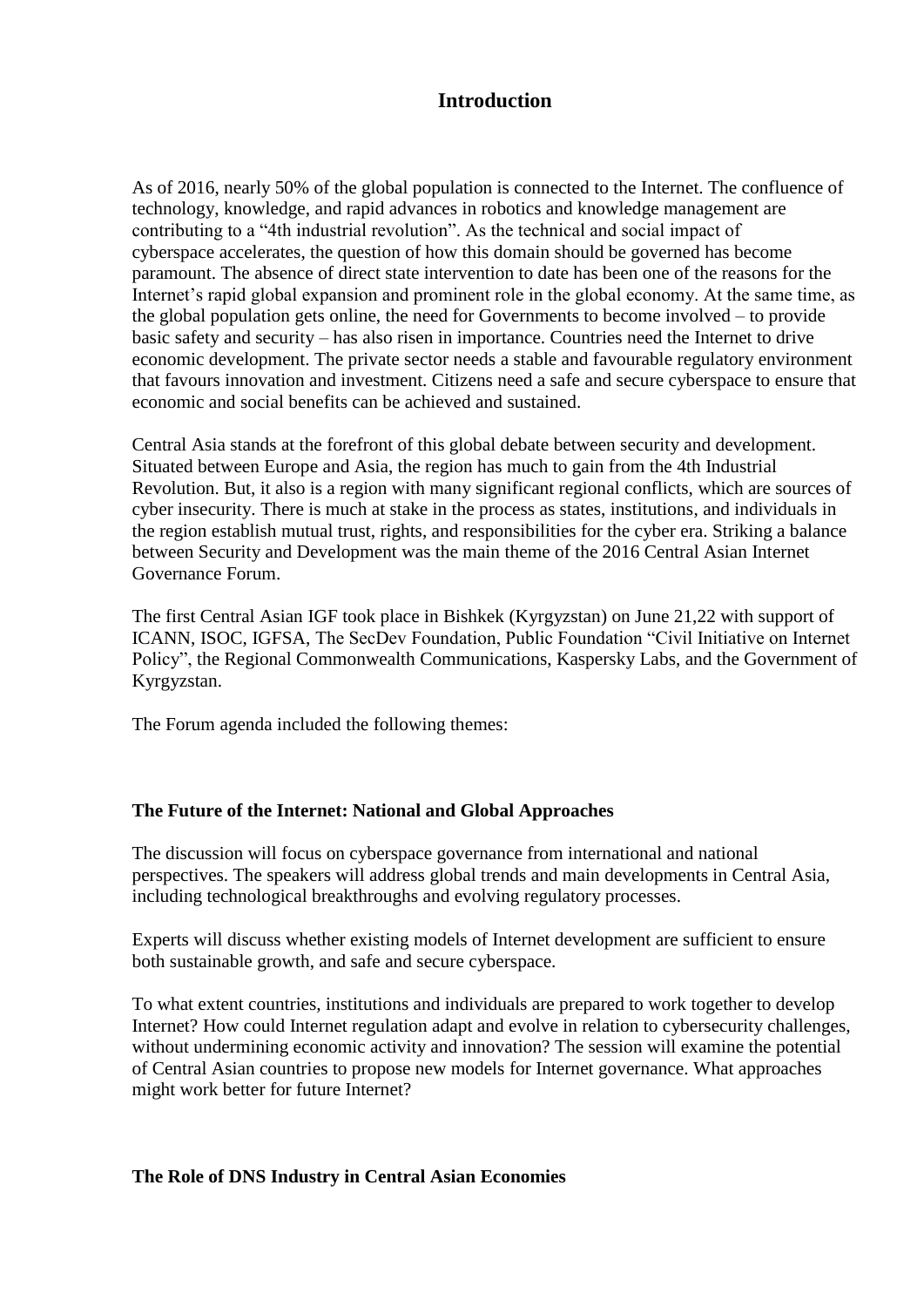# Introduction

As of 2016, nearly 50% of the global population is connected to the Internet. The confluence of technology, knowledge, and rapid advances in robotics and knowledge management are contributing to a “4th industrial revolution”. As the technical and social impact of cyberspace accelerates, the question of how this domain should be governed has become paramount. The absence of direct state intervention to date has been one of the reasons for the Internet’s rapid global expansion and prominent role in the global economy. At the same time, as the global population gets online, the need for Governments to become involved – to provide basic safety and security – has also risen in importance. Countries need the Internet to drive economic development. The private sector needs a stable and favourable regulatory environment that favours innovation and investment. Citizens need a safe and secure cyberspace to ensure that economic and social benefits can be achieved and sustained.

Central Asia stands at the forefront of this global debate between security and development. Situated between Europe and Asia, the region has much to gain from the 4th Industrial Revolution. But, it also is a region with many significant regional conflicts, which are sources of cyber insecurity. There is much at stake in the process as states, institutions, and individuals in the region establish mutual trust, rights, and responsibilities for the cyber era. Striking a balance between Security and Development was the main theme of the 2016 Central Asian Internet Governance Forum.

The first Central Asian IGF took place in Bishkek (Kyrgyzstan) on June 21,22 with support of ICANN, ISOC, IGFSA, The SecDev Foundation, Public Foundation “Civil Initiative on Internet Policy”, the Regional Commonwealth Communications, Kaspersky Labs, and the Government of Kyrgyzstan.

The Forum agenda included the following themes:

**The Future of the Internet: National and Global Approaches**

The discussion will focus on cyberspace governance from international and national perspectives. The speakers will address global trends and main developments in Central Asia, including technological breakthroughs and evolving regulatory processes.

Experts will discuss whether existing models of Internet development are sufficient to ensure both sustainable growth, and safe and secure cyberspace.

To what extent countries, institutions and individuals are prepared to work together to develop Internet? How could Internet regulation adapt and evolve in relation to cybersecurity challenges, without undermining economic activity and innovation? The session will examine the potential of Central Asian countries to propose new models for Internet governance. What approaches might work better for future Internet?

**The Role of DNS Industry in Central Asian Economies**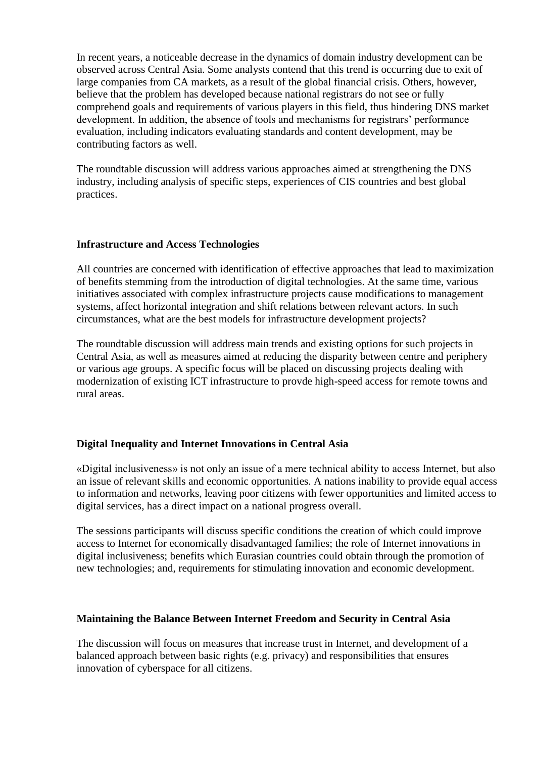In recent years, a noticeable decrease in the dynamics of domain industry development can be observed across Central Asia. Some analysts contend that this trend is occurring due to exit of large companies from CA markets, as a result of the global financial crisis. Others, however, believe that the problem has developed because national registrars do not see or fully comprehend goals and requirements of various players in this field, thus hindering DNS market development. In addition, the absence of tools and mechanisms for registrars' performance evaluation, including indicators evaluating standards and content development, may be contributing factors as well.

The roundtable discussion will address various approaches aimed at strengthening the DNS industry, including analysis of specific steps, experiences of CIS countries and best global practices.

**Infrastructure and Access Technologies**

All countries are concerned with identification of effective approaches that lead to maximization of benefits stemming from the introduction of digital technologies. At the same time, various initiatives associated with complex infrastructure projects cause modifications to management systems, affect horizontal integration and shift relations between relevant actors. In such circumstances, what are the best models for infrastructure development projects?

The roundtable discussion will address main trends and existing options for such projects in Central Asia, as well as measures aimed at reducing the disparity between centre and periphery or various age groups. A specific focus will be placed on discussing projects dealing with modernization of existing ICT infrastructure to provde high-speed access for remote towns and rural areas.

**Digital Inequality and Internet Innovations in Central Asia**

«Digital inclusiveness» is not only an issue of a mere technical ability to access Internet, but also an issue of relevant skills and economic opportunities. A nations inability to provide equal access to information and networks, leaving poor citizens with fewer opportunities and limited access to digital services, has a direct impact on a national progress overall.

The sessions participants will discuss specific conditions the creation of which could improve access to Internet for economically disadvantaged families; the role of Internet innovations in digital inclusiveness; benefits which Eurasian countries could obtain through the promotion of new technologies; and, requirements for stimulating innovation and economic development.

**Maintaining the Balance Between Internet Freedom and Security in Central Asia**

The discussion will focus on measures that increase trust in Internet, and development of a balanced approach between basic rights (e.g. privacy) and responsibilities that ensures innovation of cyberspace for all citizens.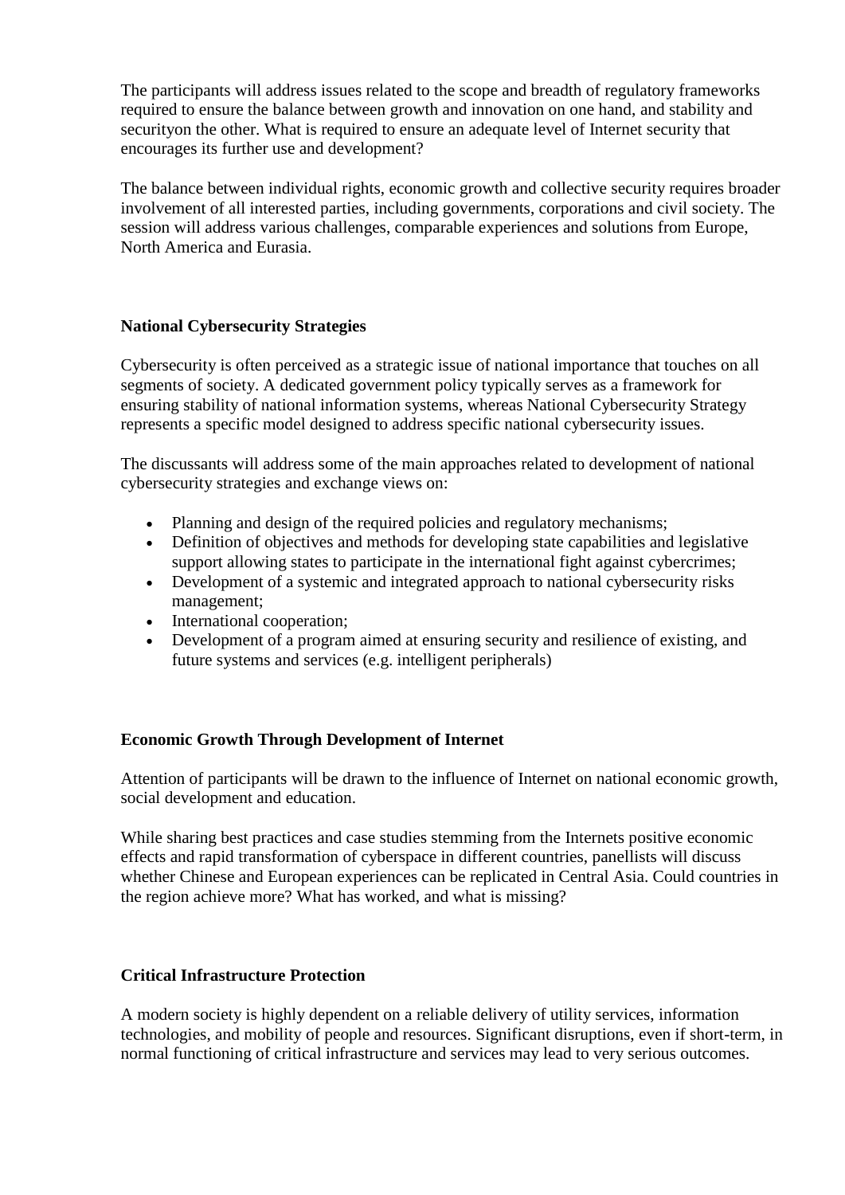The participants will address issues related to the scope and breadth of regulatory frameworks required to ensure the balance between growth and innovation on one hand, and stability and securityon the other. What is required to ensure an adequate level of Internet security that encourages its further use and development?

The balance between individual rights, economic growth and collective security requires broader involvement of all interested parties, including governments, corporations and civil society. The session will address various challenges, comparable experiences and solutions from Europe, North America and Eurasia.

**National Cybersecurity Strategies**

Cybersecurity is often perceived as a strategic issue of national importance that touches on all segments of society. A dedicated government policy typically serves as a framework for ensuring stability of national information systems, whereas National Cybersecurity Strategy represents a specific model designed to address specific national cybersecurity issues.

The discussants will address some of the main approaches related to development of national cybersecurity strategies and exchange views on:

- Planning and design of the required policies and regulatory mechanisms;
- Definition of objectives and methods for developing state capabilities and legislative support allowing states to participate in the international fight against cybercrimes;
- Development of a systemic and integrated approach to national cybersecurity risks management;
- International cooperation;
- Development of a program aimed at ensuring security and resilience of existing, and future systems and services (e.g. intelligent peripherals)

**Economic Growth Through Development of Internet**

Attention of participants will be drawn to the influence of Internet on national economic growth, social development and education.

While sharing best practices and case studies stemming from the Internets positive economic effects and rapid transformation of cyberspace in different countries, panellists will discuss whether Chinese and European experiences can be replicated in Central Asia. Could countries in the region achieve more? What has worked, and what is missing?

**Critical Infrastructure Protection**

A modern society is highly dependent on a reliable delivery of utility services, information technologies, and mobility of people and resources. Significant disruptions, even if short-term, in normal functioning of critical infrastructure and services may lead to very serious outcomes.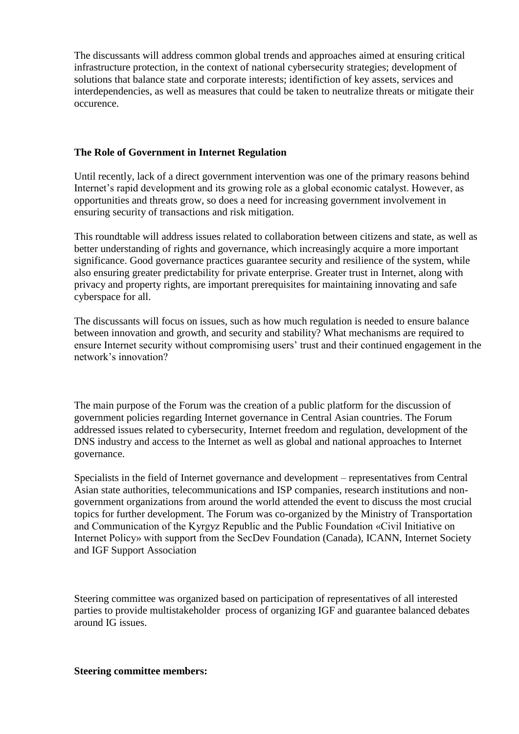The discussants will address common global trends and approaches aimed at ensuring critical infrastructure protection, in the context of national cybersecurity strategies; development of solutions that balance state and corporate interests; identifiction of key assets, services and interdependencies, as well as measures that could be taken to neutralize threats or mitigate their occurence.

**The Role of Government in Internet Regulation**

Until recently, lack of a direct government intervention was one of the primary reasons behind Internet's rapid development and its growing role as a global economic catalyst. However, as opportunities and threats grow, so does a need for increasing government involvement in ensuring security of transactions and risk mitigation.

This roundtable will address issues related to collaboration between citizens and state, as well as better understanding of rights and governance, which increasingly acquire a more important significance. Good governance practices guarantee security and resilience of the system, while also ensuring greater predictability for private enterprise. Greater trust in Internet, along with privacy and property rights, are important prerequisites for maintaining innovating and safe cyberspace for all.

The discussants will focus on issues, such as how much regulation is needed to ensure balance between innovation and growth, and security and stability? What mechanisms are required to ensure Internet security without compromising users' trust and their continued engagement in the network's innovation?

The main purpose of the Forum was the creation of a public platform for the discussion of government policies regarding Internet governance in Central Asian countries. The Forum addressed issues related to cybersecurity, Internet freedom and regulation, development of the DNS industry and access to the Internet as well as global and national approaches to Internet governance.

Specialists in the field of Internet governance and development – representatives from Central Asian state authorities, telecommunications and ISP companies, research institutions and non-government organizations from around the world attended the event to discuss the most crucial topics for further development. The Forum was co-organized by the Ministry of Transportation and Communication of the Kyrgyz Republic and the Public Foundation «Civil Initiative on Internet Policy» with support from the SecDev Foundation (Canada), ICANN, Internet Society and IGF Support Association

Steering committee was organized based on participation of representatives of all interested parties to provide multistakeholder process of organizing IGF and guarantee balanced debates around IG issues.

**Steering committee members:**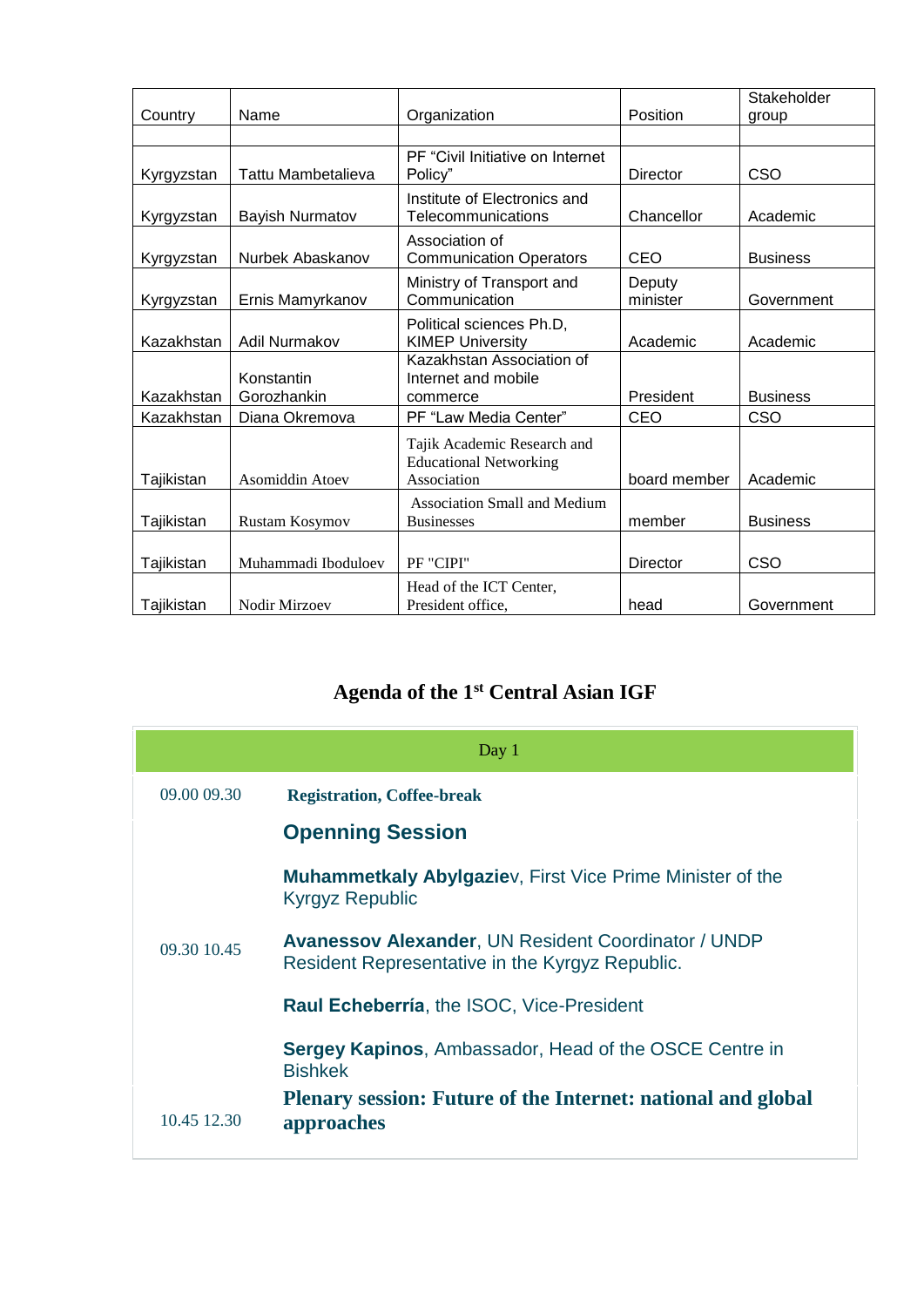| Country | Name | Organization | Position | Stakeholder group |
|---|---|---|---|---|
| | | | | |
| Kyrgyzstan | Tattu Mambetalieva | PF “Civil Initiative on Internet Policy” | Director | CSO |
| Kyrgyzstan | Bayish Nurmatov | Institute of Electronics and Telecommunications | Chancellor | Academic |
| Kyrgyzstan | Nurbek Abaskanov | Association of Communication Operators | CEO | Business |
| Kyrgyzstan | Ernis Mamyrkanov | Ministry of Transport and Communication | Deputy minister | Government |
| Kazakhstan | Adil Nurmakov | Political sciences Ph.D, KIMEP University | Academic | Academic |
| Kazakhstan | Konstantin Gorozhankin | Kazakhstan Association of Internet and mobile commerce | President | Business |
| Kazakhstan | Diana Okremova | PF “Law Media Center” | CEO | CSO |
| Tajikistan | Asomiddin Atoev | Tajik Academic Research and Educational Networking Association | board member | Academic |
| Tajikistan | Rustam Kosymov | Association Small and Medium Businesses | member | Business |
| Tajikistan | Muhammadi Ibodulоev | PF "CIPI" | Director | CSO |
| Tajikistan | Nodir Mirzoev | Head of the ICT Center, President office, | head | Government |

# Agenda of the 1st Central Asian IGF

| Day 1 | |
|---|---|
| 09.00 09.30 | **Registration, Coffee-break** |
| 09.30 10.45 | **Openning Session**<br><br>**Muhammetkaly Abylgaziev**, First Vice Prime Minister of the Kyrgyz Republic<br><br>**Avanessov Alexander**, UN Resident Coordinator / UNDP Resident Representative in the Kyrgyz Republic.<br><br>**Raul Echeberría**, the ISOC, Vice-President<br><br>**Sergey Kapinos**, Ambassador, Head of the OSCE Centre in Bishkek |
| 10.45 12.30 | **Plenary session: Future of the Internet: national and global approaches** |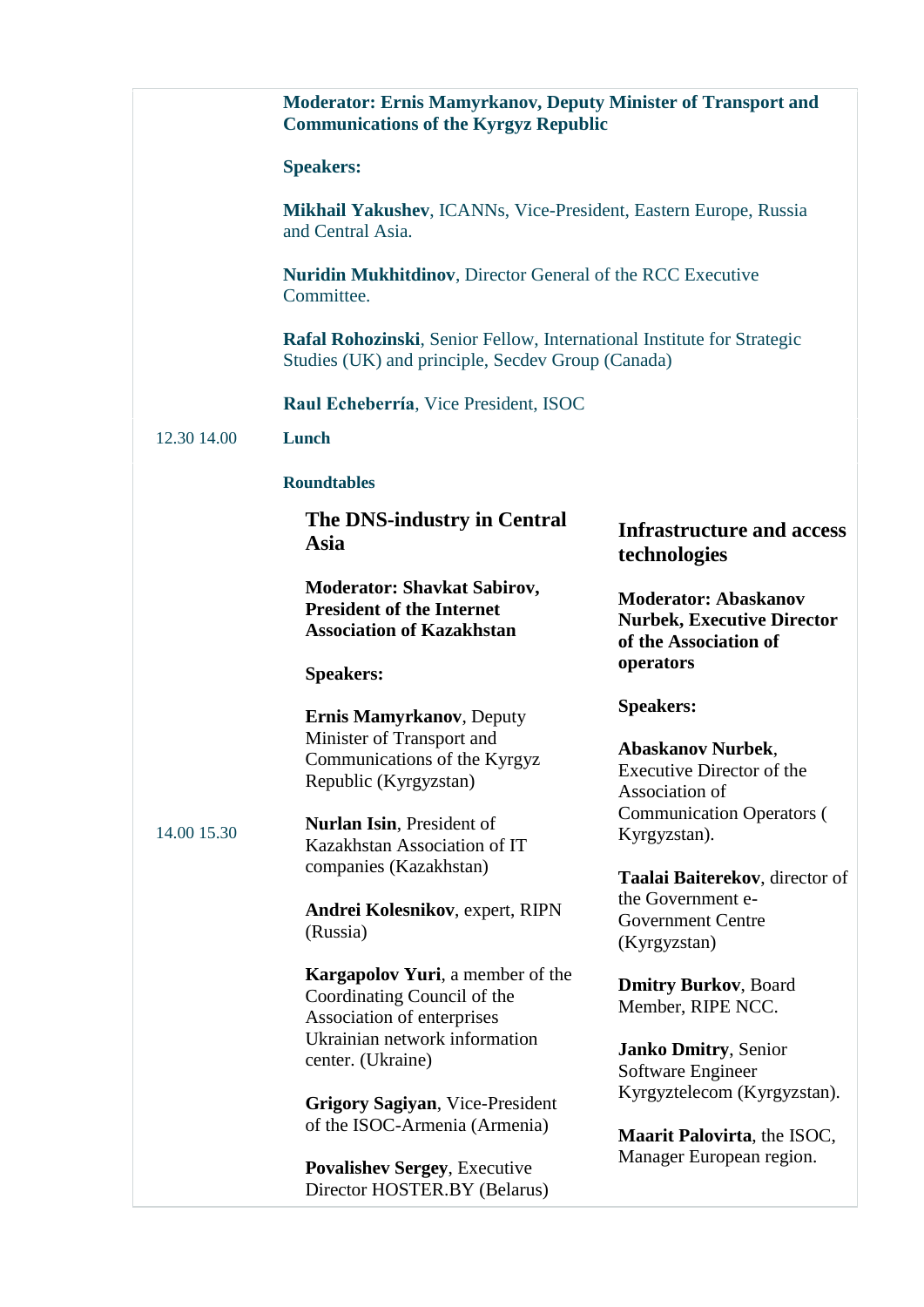**Moderator: Ernis Mamyrkanov, Deputy Minister of Transport and Communications of the Kyrgyz Republic**

**Speakers:**

**Mikhail Yakushev**, ICANNs, Vice-President, Eastern Europe, Russia and Central Asia.

**Nuridin Mukhitdinov**, Director General of the RCC Executive Committee.

**Rafal Rohozinski**, Senior Fellow, International Institute for Strategic Studies (UK) and principle, Secdev Group (Canada)

**Raul Echeberría**, Vice President, ISOC

12.30 14.00 **Lunch**

**Roundtables**

14.00 15.30

### The DNS-industry in Central Asia

**Moderator: Shavkat Sabirov, President of the Internet Association of Kazakhstan**

**Speakers:**

**Ernis Mamyrkanov**, Deputy Minister of Transport and Communications of the Kyrgyz Republic (Kyrgyzstan)

**Nurlan Isin**, President of Kazakhstan Association of IT companies (Kazakhstan)

**Andrei Kolesnikov**, expert, RIPN (Russia)

**Kargapolov Yuri**, a member of the Coordinating Council of the Association of enterprises Ukrainian network information center. (Ukraine)

**Grigory Sagiyan**, Vice-President of the ISOC-Armenia (Armenia)

**Povalishev Sergey**, Executive Director HOSTER.BY (Belarus)

### Infrastructure and access technologies

**Moderator: Abaskanov Nurbek, Executive Director of the Association of operators**

**Speakers:**

**Abaskanov Nurbek**, Executive Director of the Association of Communication Operators ( Kyrgyzstan).

**Taalai Baiterekov**, director of the Government e-Government Centre (Kyrgyzstan)

**Dmitry Burkov**, Board Member, RIPE NCC.

**Janko Dmitry**, Senior Software Engineer Kyrgyztelecom (Kyrgyzstan).

**Maarit Palovirta**, the ISOC, Manager European region.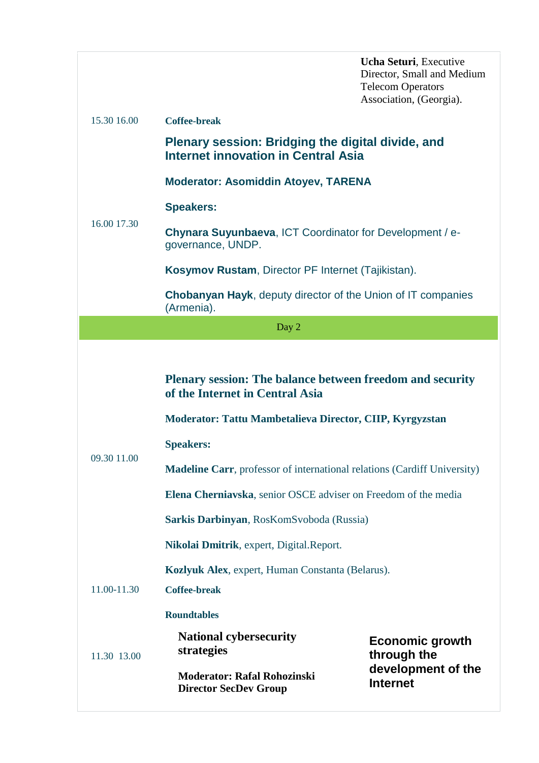| | | |
|---|---|---|
| | | **Ucha Seturi**, Executive Director, Small and Medium Telecom Operators Association, (Georgia). |
| 15.30 16.00 | **Coffee-break** | |
| 16.00 17.30 | **Plenary session: Bridging the digital divide, and Internet innovation in Central Asia**<br><br>**Moderator: Asomiddin Atoyev, TARENA**<br><br>**Speakers:**<br><br>**Chynara Suyunbaeva**, ICT Coordinator for Development / e-governance, UNDP.<br><br>**Kosymov Rustam**, Director PF Internet (Tajikistan).<br><br>**Chobanyan Hayk**, deputy director of the Union of IT companies (Armenia). | |
| | Day 2 | |
| 09.30 11.00 | **Plenary session: The balance between freedom and security of the Internet in Central Asia**<br><br>**Moderator: Tattu Mambetalieva Director, CIIP, Kyrgyzstan**<br><br>**Speakers:**<br><br>**Madeline Carr**, professor of international relations (Cardiff University)<br><br>**Elena Cherniavska**, senior OSCE adviser on Freedom of the media<br><br>**Sarkis Darbinyan**, RosKomSvoboda (Russia)<br><br>**Nikolai Dmitrik**, expert, Digital.Report.<br><br>**Kozlyuk Alex**, expert, Human Constanta (Belarus). | |
| 11.00-11.30 | **Coffee-break** | |
| | **Roundtables** | |
| 11.30 13.00 | **National cybersecurity strategies**<br><br>**Moderator: Rafal Rohozinski Director SecDev Group** | **Economic growth through the development of the Internet** |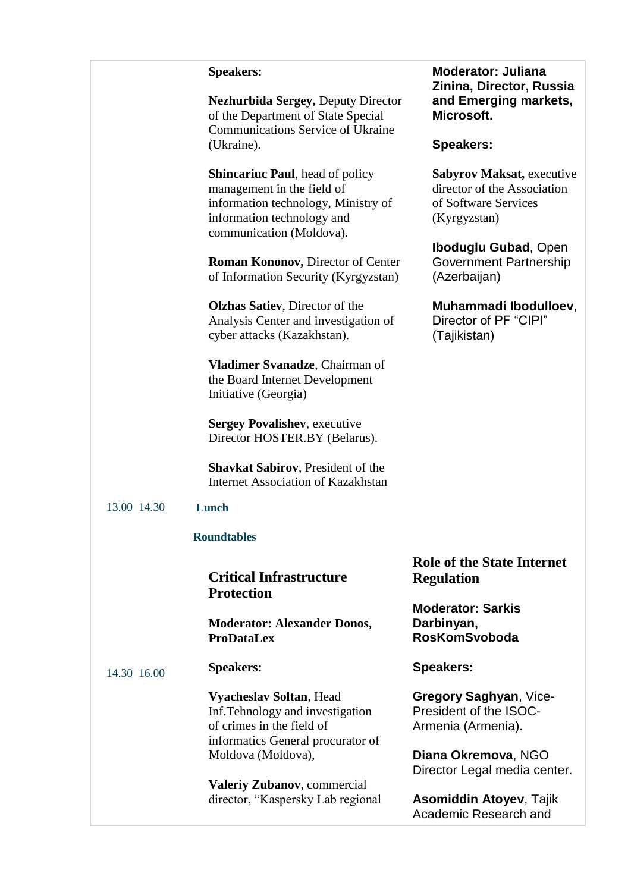**Speakers:**

**Nezhurbida Sergey,** Deputy Director of the Department of State Special Communications Service of Ukraine (Ukraine).

**Shincariuc Paul**, head of policy management in the field of information technology, Ministry of information technology and communication (Moldova).

**Roman Kononov,** Director of Center of Information Security (Kyrgyzstan)

**Olzhas Satiev**, Director of the Analysis Center and investigation of cyber attacks (Kazakhstan).

**Vladimer Svanadze**, Chairman of the Board Internet Development Initiative (Georgia)

**Sergey Povalishev**, executive Director HOSTER.BY (Belarus).

**Shavkat Sabirov**, President of the Internet Association of Kazakhstan

**Moderator: Juliana Zinina, Director, Russia and Emerging markets, Microsoft.**

**Speakers:**

**Sabyrov Maksat,** executive director of the Association of Software Services (Kyrgyzstan)

**Iboduglu Gubad**, Open Government Partnership (Azerbaijan)

**Muhammadi Ibodulloev**, Director of PF "CIPI" (Tajikistan)

13.00 14.30 **Lunch**

**Roundtables**

14.30 16.00

## Critical Infrastructure Protection

**Moderator: Alexander Donos, ProDataLex**

**Speakers:**

**Vyacheslav Soltan**, Head Inf.Tehnology and investigation of crimes in the field of informatics General procurator of Moldova (Moldova),

**Valeriy Zubanov**, commercial director, "Kaspersky Lab regional

## Role of the State Internet Regulation

**Moderator: Sarkis Darbinyan, RosKomSvoboda**

**Speakers:**

**Gregory Saghyan**, Vice-President of the ISOC-Armenia (Armenia).

**Diana Okremova**, NGO Director Legal media center.

**Asomiddin Atoyev**, Tajik Academic Research and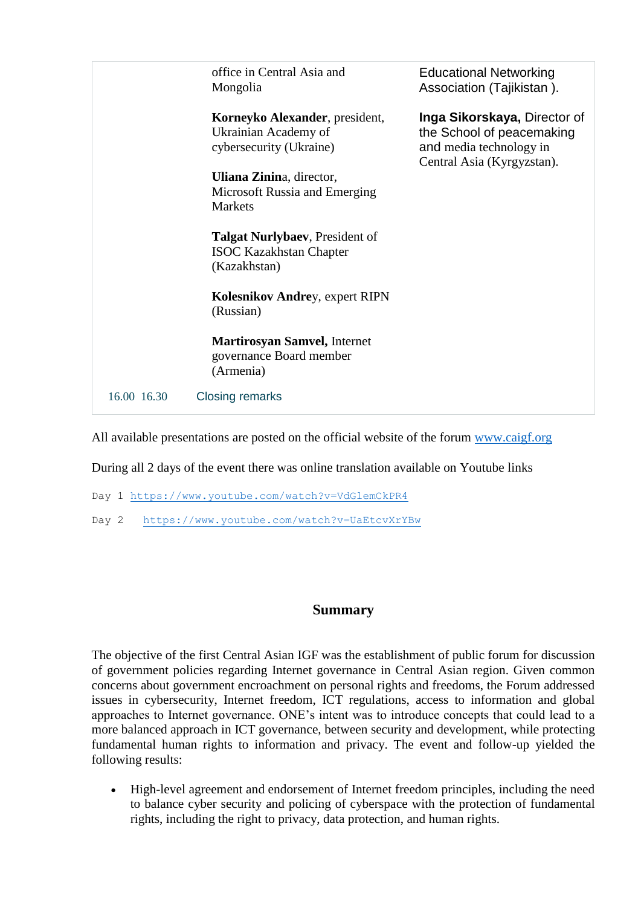| | | |
|---|---|---|
| | office in Central Asia and Mongolia<br><br>**Korneyko Alexander**, president, Ukrainian Academy of cybersecurity (Ukraine)<br><br>**Uliana Zinin**a, director, Microsoft Russia and Emerging Markets<br><br>**Talgat Nurlybaev**, President of ISOC Kazakhstan Chapter (Kazakhstan)<br><br>**Kolesnikov Andre**y, expert RIPN (Russian)<br><br>**Martirosyan Samvel,** Internet governance Board member (Armenia) | Educational Networking Association (Tajikistan ).<br><br>**Inga Sikorskaya,** Director of the School of peacemaking and media technology in Central Asia (Kyrgyzstan). |
| 16.00 16.30 | Closing remarks | |

All available presentations are posted on the official website of the forum www.caigf.org

During all 2 days of the event there was online translation available on Youtube links

Day 1 https://www.youtube.com/watch?v=VdGlemCkPR4

Day 2 https://www.youtube.com/watch?v=UaEtcvXrYBw

## Summary

The objective of the first Central Asian IGF was the establishment of public forum for discussion of government policies regarding Internet governance in Central Asian region. Given common concerns about government encroachment on personal rights and freedoms, the Forum addressed issues in cybersecurity, Internet freedom, ICT regulations, access to information and global approaches to Internet governance. ONE's intent was to introduce concepts that could lead to a more balanced approach in ICT governance, between security and development, while protecting fundamental human rights to information and privacy. The event and follow-up yielded the following results:

- High-level agreement and endorsement of Internet freedom principles, including the need to balance cyber security and policing of cyberspace with the protection of fundamental rights, including the right to privacy, data protection, and human rights.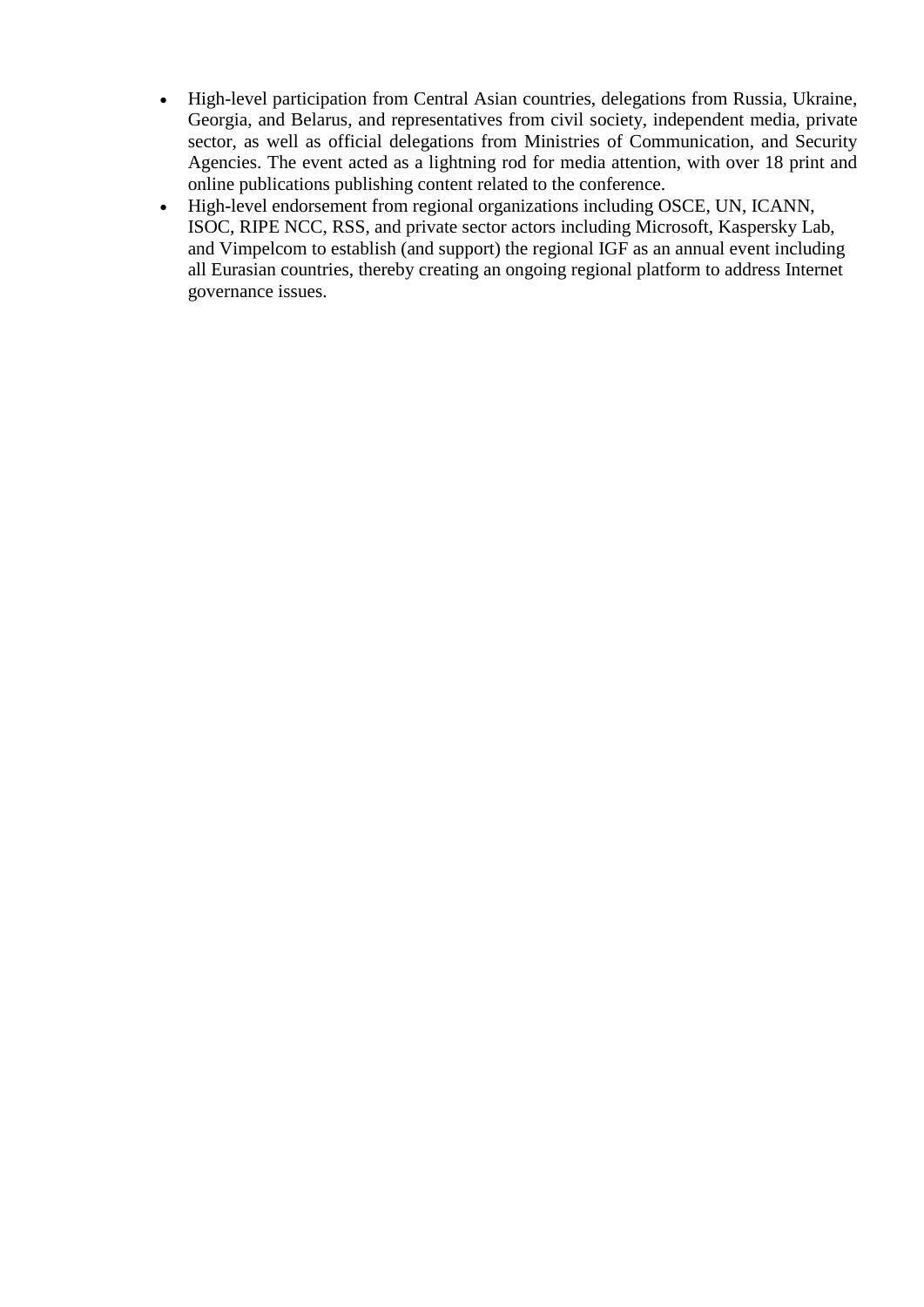- High-level participation from Central Asian countries, delegations from Russia, Ukraine, Georgia, and Belarus, and representatives from civil society, independent media, private sector, as well as official delegations from Ministries of Communication, and Security Agencies. The event acted as a lightning rod for media attention, with over 18 print and online publications publishing content related to the conference.
- High-level endorsement from regional organizations including OSCE, UN, ICANN, ISOC, RIPE NCC, RSS, and private sector actors including Microsoft, Kaspersky Lab, and Vimpelcom to establish (and support) the regional IGF as an annual event including all Eurasian countries, thereby creating an ongoing regional platform to address Internet governance issues.